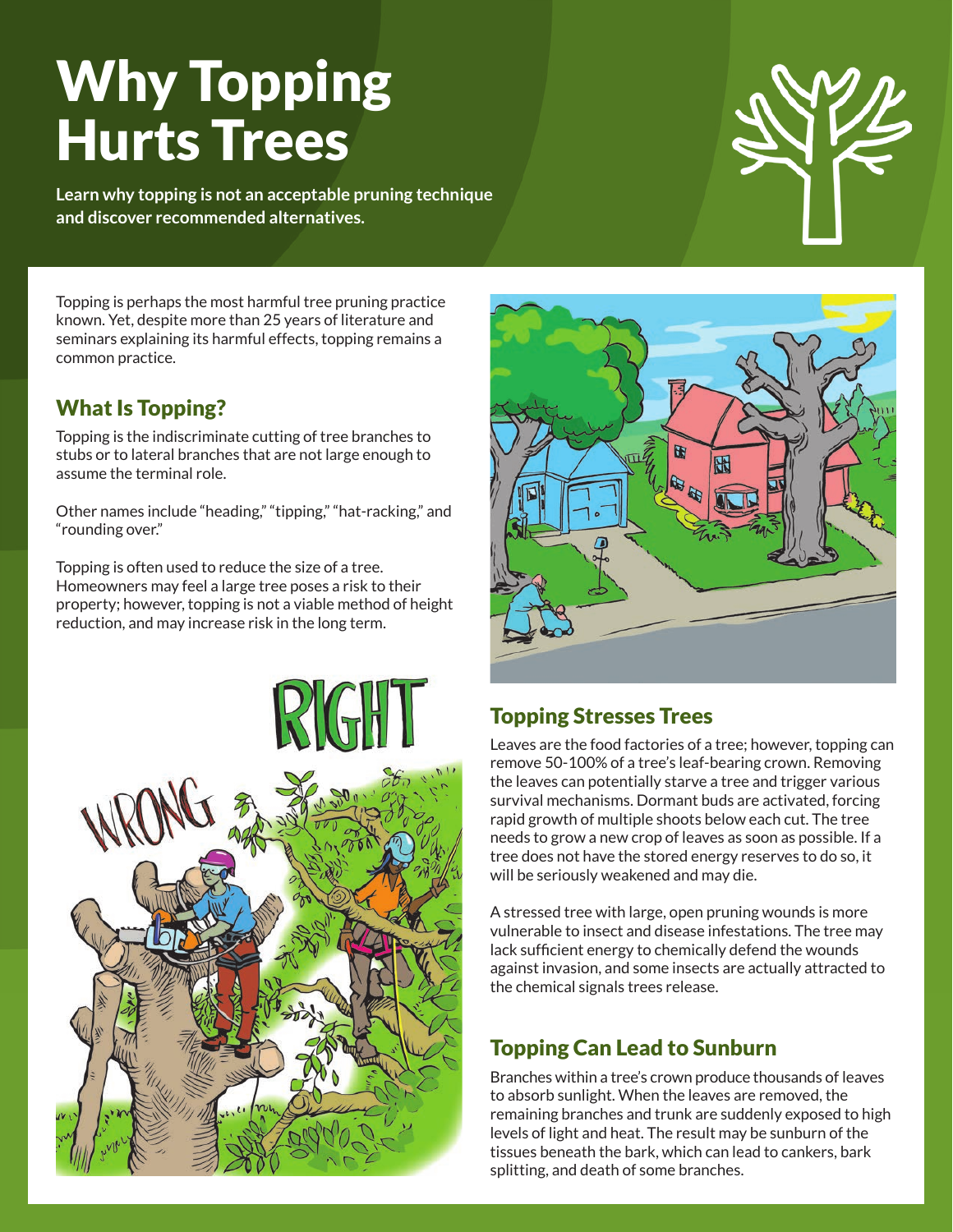# Why Topping Hurts Trees

**Learn why topping is not an acceptable pruning technique and discover recommended alternatives.**

Topping is perhaps the most harmful tree pruning practice known. Yet, despite more than 25 years of literature and seminars explaining its harmful effects, topping remains a common practice.

## What Is Topping?

Topping is the indiscriminate cutting of tree branches to stubs or to lateral branches that are not large enough to assume the terminal role.

Other names include "heading," "tipping," "hat-racking," and "rounding over."

Topping is often used to reduce the size of a tree. Homeowners may feel a large tree poses a risk to their property; however, topping is not a viable method of height reduction, and may increase risk in the long term.

## Topping Stresses Trees

Leaves are the food factories of a tree; however, topping can remove 50-100% of a tree's leaf-bearing crown. Removing the leaves can potentially starve a tree and trigger various survival mechanisms. Dormant buds are activated, forcing rapid growth of multiple shoots below each cut. The tree needs to grow a new crop of leaves as soon as possible. If a tree does not have the stored energy reserves to do so, it will be seriously weakened and may die.

A stressed tree with large, open pruning wounds is more vulnerable to insect and disease infestations. The tree may lack sufficient energy to chemically defend the wounds against invasion, and some insects are actually attracted to the chemical signals trees release.

## Topping Can Lead to Sunburn

Branches within a tree's crown produce thousands of leaves to absorb sunlight. When the leaves are removed, the remaining branches and trunk are suddenly exposed to high levels of light and heat. The result may be sunburn of the tissues beneath the bark, which can lead to cankers, bark splitting, and death of some branches.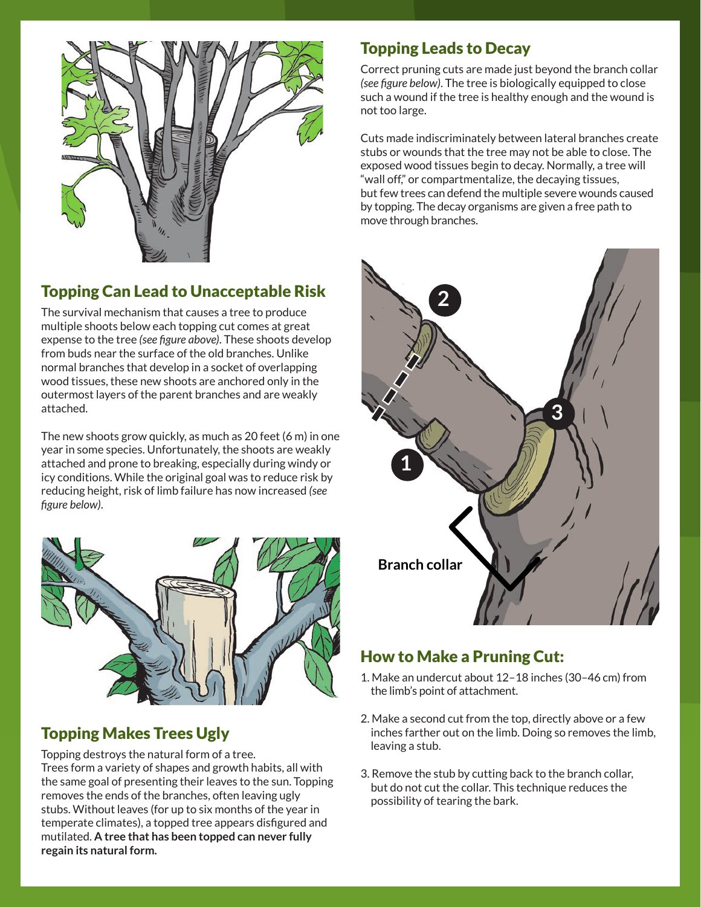## Topping Can Lead to Unacceptable Risk

The survival mechanism that causes a tree to produce multiple shoots below each topping cut comes at great expense to the tree *(see figure above)*. These shoots develop from buds near the surface of the old branches. Unlike normal branches that develop in a socket of overlapping wood tissues, these new shoots are anchored only in the outermost layers of the parent branches and are weakly attached.

The new shoots grow quickly, as much as 20 feet (6 m) in one year in some species. Unfortunately, the shoots are weakly attached and prone to breaking, especially during windy or icy conditions. While the original goal was to reduce risk by reducing height, risk of limb failure has now increased *(see figure below)*.

## Topping Makes Trees Ugly

Topping destroys the natural form of a tree. Trees form a variety of shapes and growth habits, all with the same goal of presenting their leaves to the sun. Topping removes the ends of the branches, often leaving ugly stubs. Without leaves (for up to six months of the year in temperate climates), a topped tree appears disfigured and mutilated. **A tree that has been topped can never fully regain its natural form.**

## Topping Leads to Decay

Correct pruning cuts are made just beyond the branch collar *(see figure below)*. The tree is biologically equipped to close such a wound if the tree is healthy enough and the wound is not too large.

Cuts made indiscriminately between lateral branches create stubs or wounds that the tree may not be able to close. The exposed wood tissues begin to decay. Normally, a tree will "wall off," or compartmentalize, the decaying tissues, but few trees can defend the multiple severe wounds caused by topping. The decay organisms are given a free path to move through branches.

Branch collar

## How to Make a Pruning Cut:

1. Make an undercut about 12–18 inches (30–46 cm) from the limb's point of attachment.
2. Make a second cut from the top, directly above or a few inches farther out on the limb. Doing so removes the limb, leaving a stub.
3. Remove the stub by cutting back to the branch collar, but do not cut the collar. This technique reduces the possibility of tearing the bark.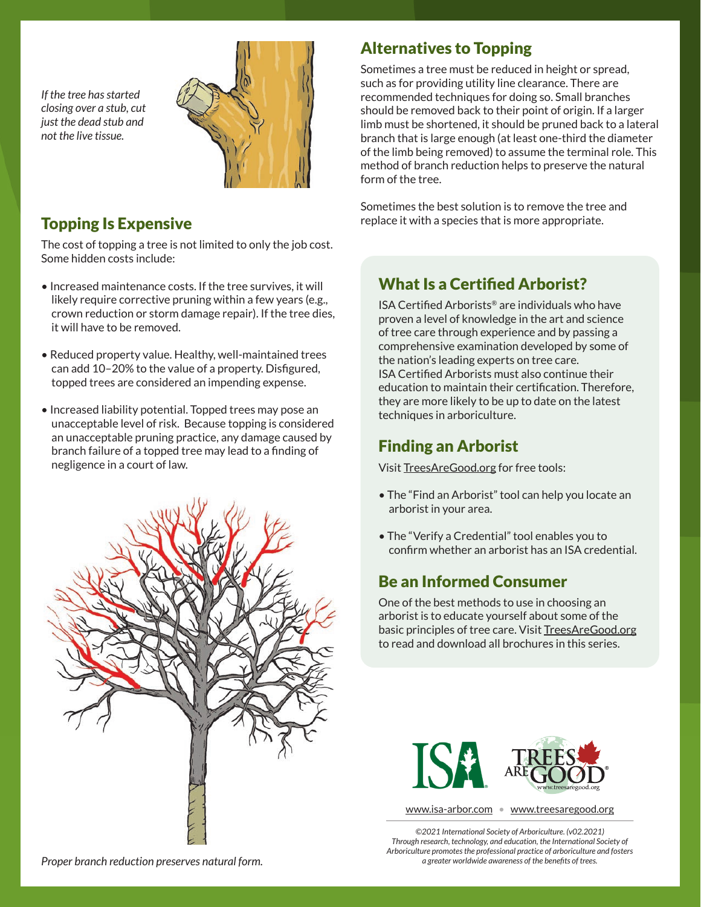*If the tree has started closing over a stub, cut just the dead stub and not the live tissue.*

## Topping Is Expensive

The cost of topping a tree is not limited to only the job cost. Some hidden costs include:

- Increased maintenance costs. If the tree survives, it will likely require corrective pruning within a few years (e.g., crown reduction or storm damage repair). If the tree dies, it will have to be removed.
- Reduced property value. Healthy, well-maintained trees can add 10–20% to the value of a property. Disfigured, topped trees are considered an impending expense.
- Increased liability potential. Topped trees may pose an unacceptable level of risk. Because topping is considered an unacceptable pruning practice, any damage caused by branch failure of a topped tree may lead to a finding of negligence in a court of law.

*Proper branch reduction preserves natural form.*

## Alternatives to Topping

Sometimes a tree must be reduced in height or spread, such as for providing utility line clearance. There are recommended techniques for doing so. Small branches should be removed back to their point of origin. If a larger limb must be shortened, it should be pruned back to a lateral branch that is large enough (at least one-third the diameter of the limb being removed) to assume the terminal role. This method of branch reduction helps to preserve the natural form of the tree.

Sometimes the best solution is to remove the tree and replace it with a species that is more appropriate.

## What Is a Certified Arborist?

ISA Certified Arborists® are individuals who have proven a level of knowledge in the art and science of tree care through experience and by passing a comprehensive examination developed by some of the nation's leading experts on tree care. ISA Certified Arborists must also continue their education to maintain their certification. Therefore, they are more likely to be up to date on the latest techniques in arboriculture.

## Finding an Arborist

Visit TreesAreGood.org for free tools:

- The "Find an Arborist" tool can help you locate an arborist in your area.
- The "Verify a Credential" tool enables you to confirm whether an arborist has an ISA credential.

## Be an Informed Consumer

One of the best methods to use in choosing an arborist is to educate yourself about some of the basic principles of tree care. Visit TreesAreGood.org to read and download all brochures in this series.

www.isa-arbor.com • www.treesaregood.org

*©2021 International Society of Arboriculture. (v02.2021)*
*Through research, technology, and education, the International Society of Arboriculture promotes the professional practice of arboriculture and fosters a greater worldwide awareness of the benefits of trees.*